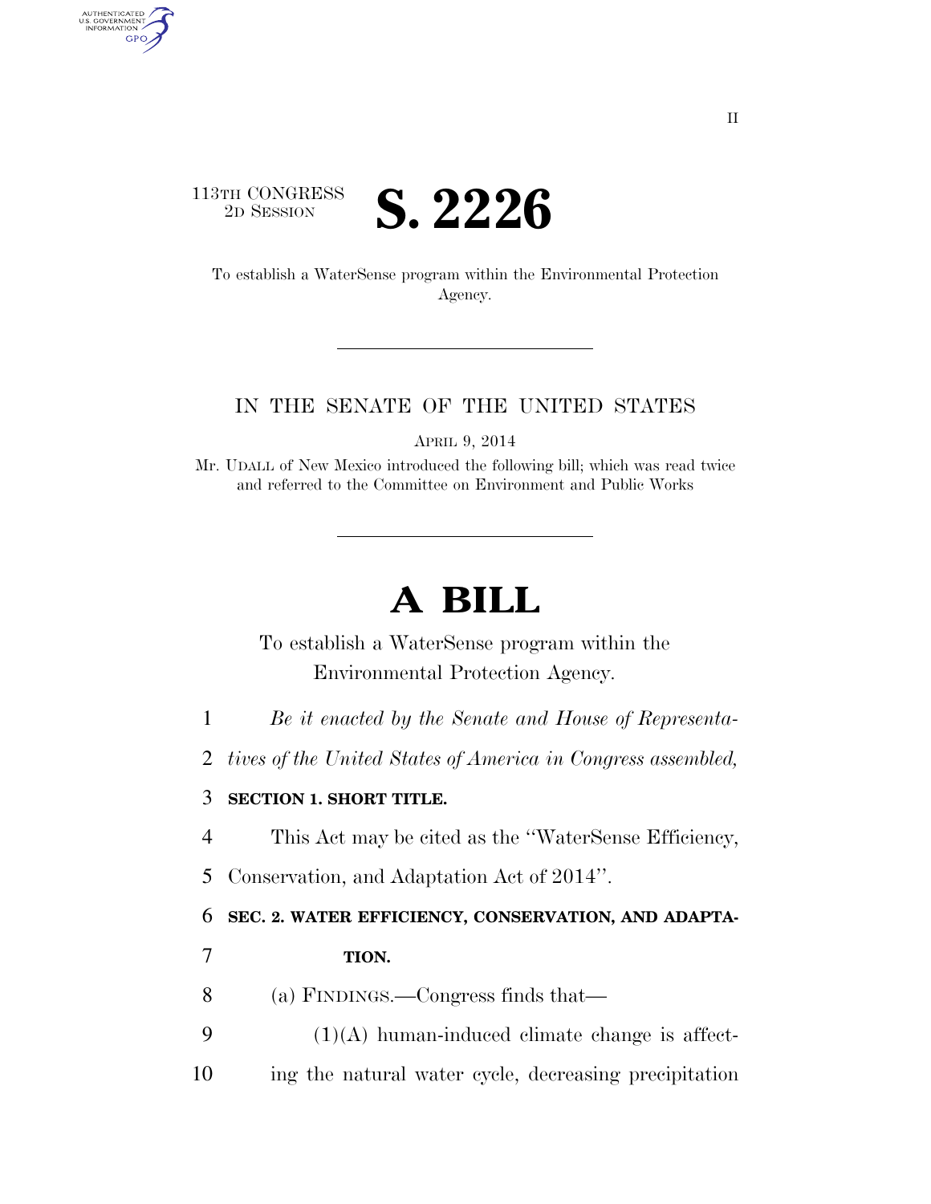113TH CONGRESS
2D SESSION

# S. 2226

To establish a WaterSense program within the Environmental Protection Agency.

IN THE SENATE OF THE UNITED STATES

APRIL 9, 2014

Mr. UDALL of New Mexico introduced the following bill; which was read twice and referred to the Committee on Environment and Public Works

# A BILL

To establish a WaterSense program within the Environmental Protection Agency.

1 *Be it enacted by the Senate and House of Representa-*
2 *tives of the United States of America in Congress assembled,*

3 **SECTION 1. SHORT TITLE.**

4 This Act may be cited as the ''WaterSense Efficiency,
5 Conservation, and Adaptation Act of 2014''.

6 **SEC. 2. WATER EFFICIENCY, CONSERVATION, AND ADAPTA-**
7 **TION.**

8 (a) FINDINGS.—Congress finds that—
9 (1)(A) human-induced climate change is affect-
10 ing the natural water cycle, decreasing precipitation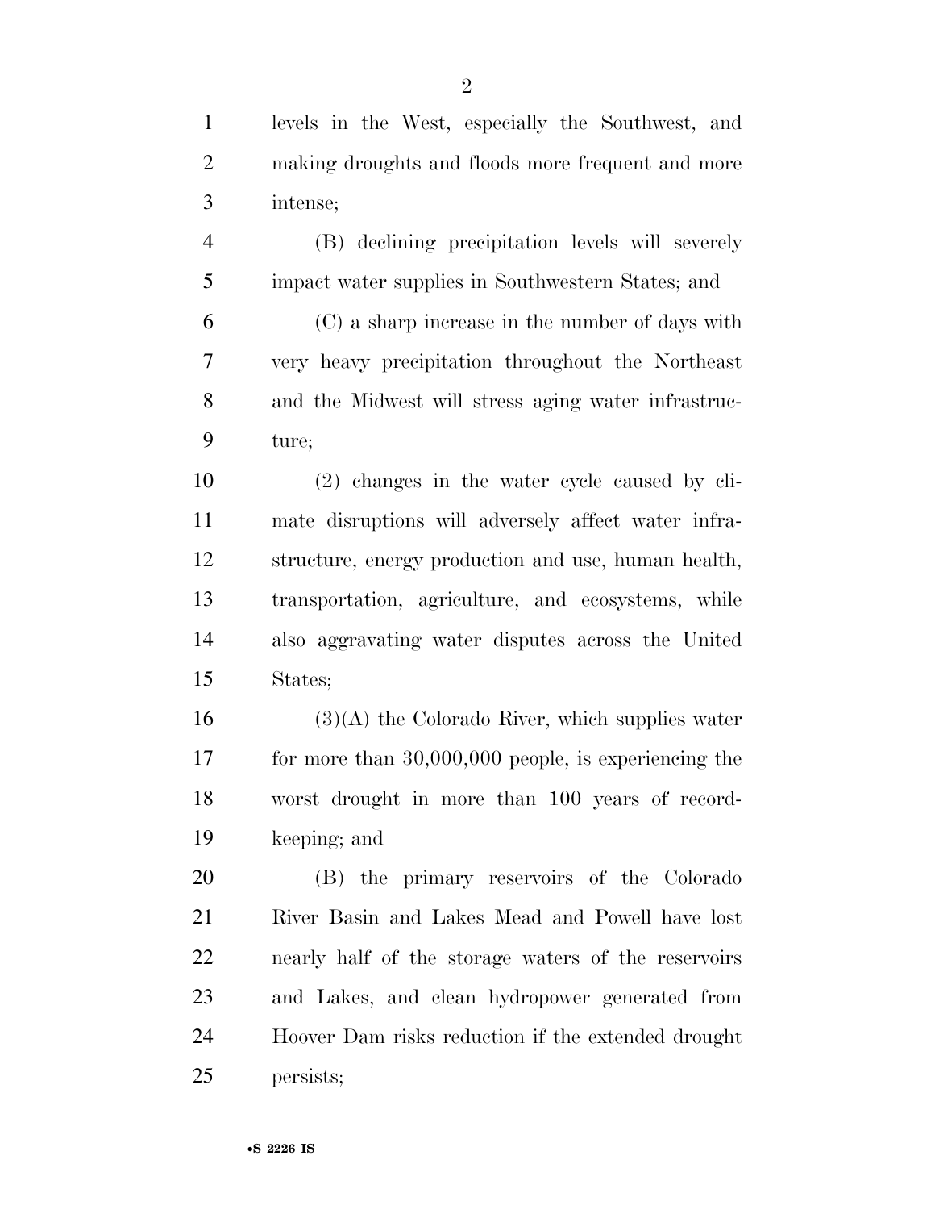levels in the West, especially the Southwest, and making droughts and floods more frequent and more intense;

(B) declining precipitation levels will severely impact water supplies in Southwestern States; and

(C) a sharp increase in the number of days with very heavy precipitation throughout the Northeast and the Midwest will stress aging water infrastructure;

(2) changes in the water cycle caused by climate disruptions will adversely affect water infrastructure, energy production and use, human health, transportation, agriculture, and ecosystems, while also aggravating water disputes across the United States;

(3)(A) the Colorado River, which supplies water for more than 30,000,000 people, is experiencing the worst drought in more than 100 years of recordkeeping; and

(B) the primary reservoirs of the Colorado River Basin and Lakes Mead and Powell have lost nearly half of the storage waters of the reservoirs and Lakes, and clean hydropower generated from Hoover Dam risks reduction if the extended drought persists;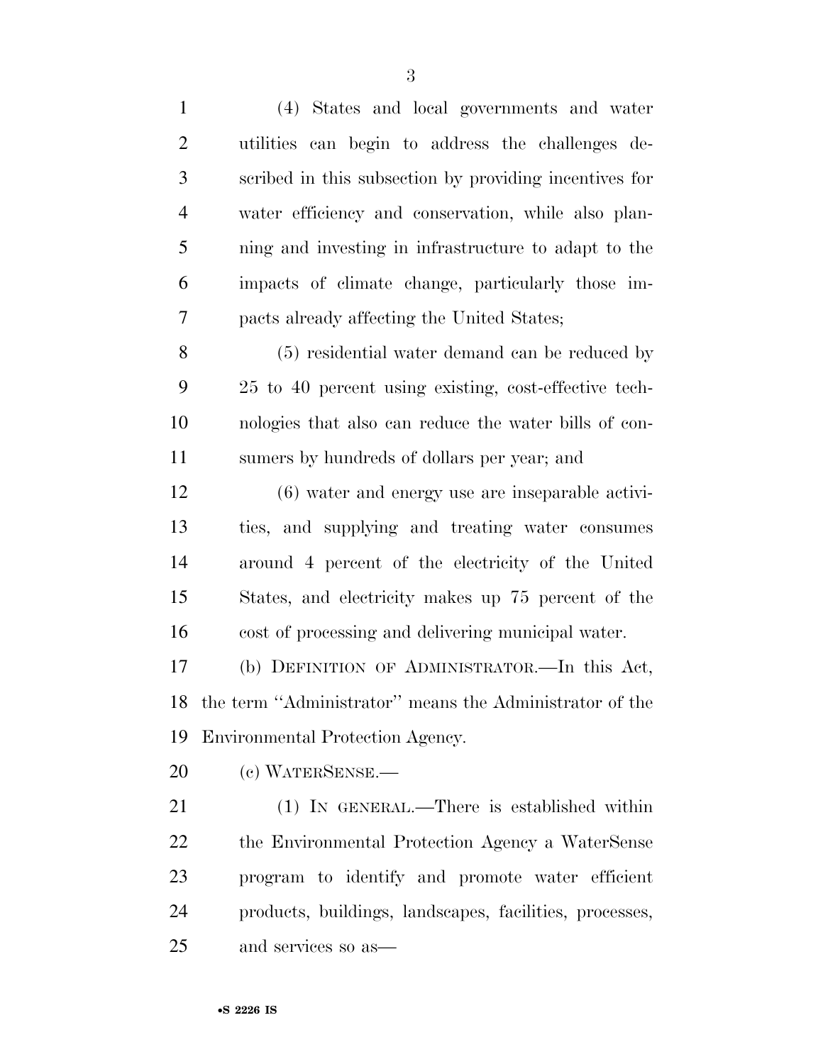(4) States and local governments and water utilities can begin to address the challenges described in this subsection by providing incentives for water efficiency and conservation, while also planning and investing in infrastructure to adapt to the impacts of climate change, particularly those impacts already affecting the United States;

(5) residential water demand can be reduced by 25 to 40 percent using existing, cost-effective technologies that also can reduce the water bills of consumers by hundreds of dollars per year; and

(6) water and energy use are inseparable activities, and supplying and treating water consumes around 4 percent of the electricity of the United States, and electricity makes up 75 percent of the cost of processing and delivering municipal water.

(b) DEFINITION OF ADMINISTRATOR.—In this Act, the term ''Administrator'' means the Administrator of the Environmental Protection Agency.

(c) WATERSENSE.—

(1) IN GENERAL.—There is established within the Environmental Protection Agency a WaterSense program to identify and promote water efficient products, buildings, landscapes, facilities, processes, and services so as—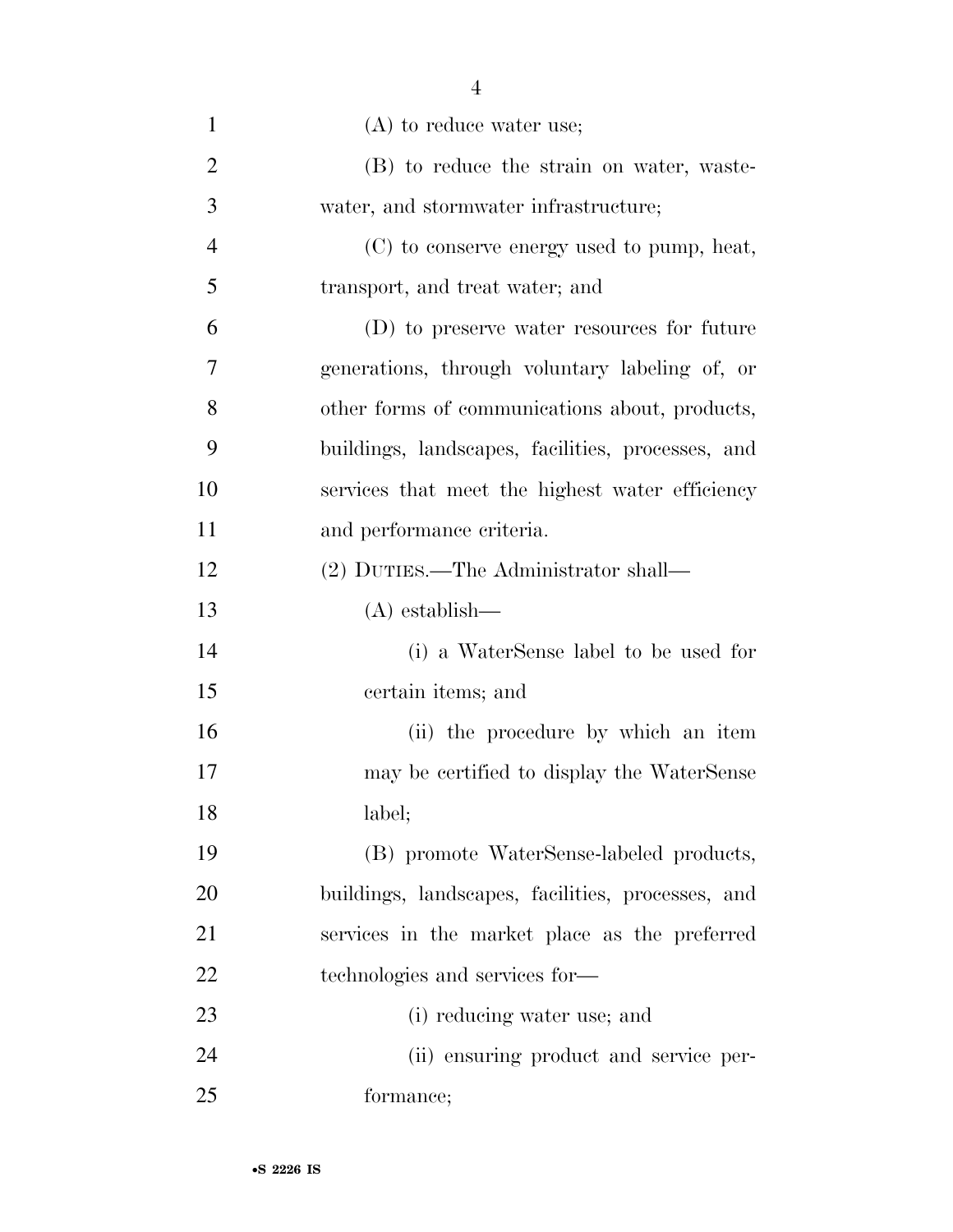(A) to reduce water use;

(B) to reduce the strain on water, wastewater, and stormwater infrastructure;

(C) to conserve energy used to pump, heat, transport, and treat water; and

(D) to preserve water resources for future generations, through voluntary labeling of, or other forms of communications about, products, buildings, landscapes, facilities, processes, and services that meet the highest water efficiency and performance criteria.

(2) DUTIES.—The Administrator shall—

(A) establish—

(i) a WaterSense label to be used for certain items; and

(ii) the procedure by which an item may be certified to display the WaterSense label;

(B) promote WaterSense-labeled products, buildings, landscapes, facilities, processes, and services in the market place as the preferred technologies and services for—

(i) reducing water use; and

(ii) ensuring product and service performance;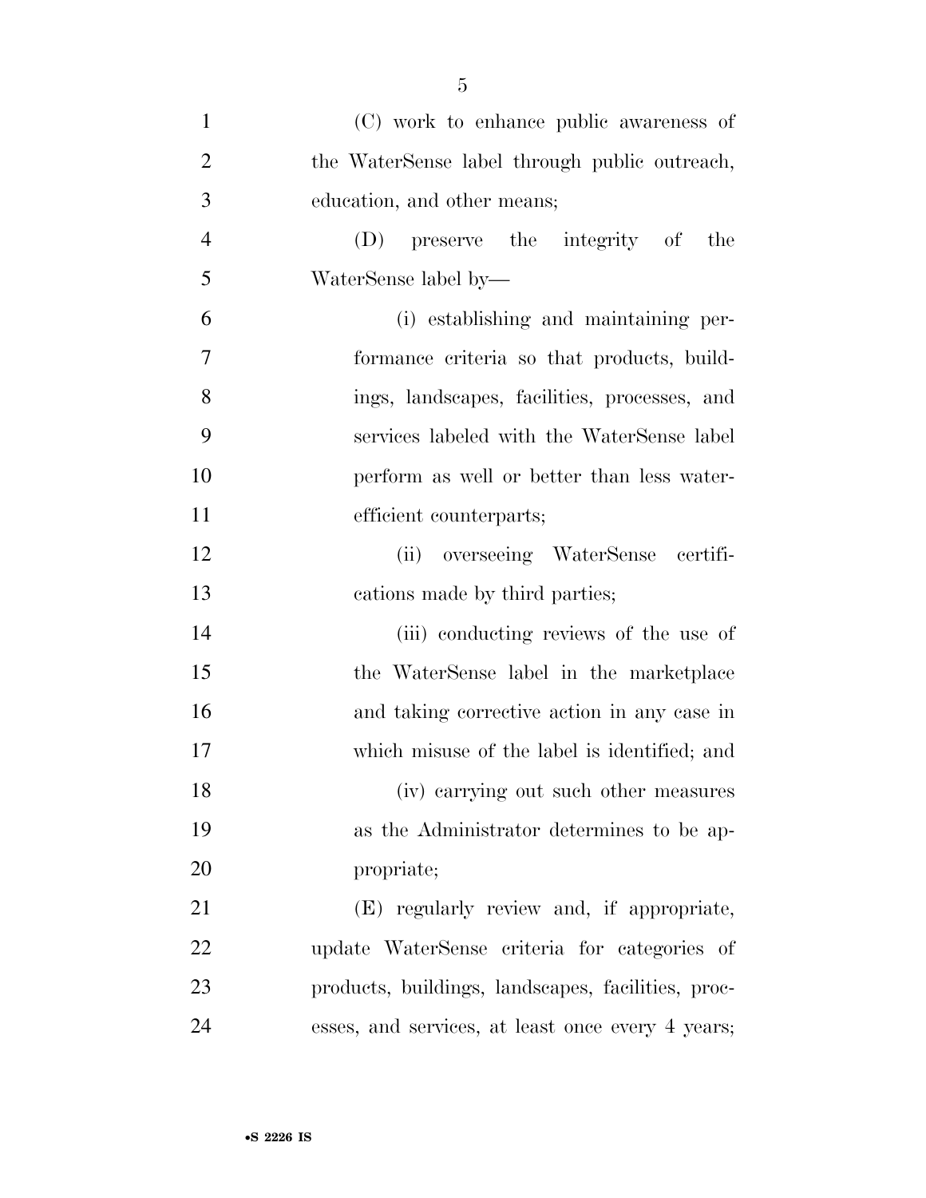(C) work to enhance public awareness of the WaterSense label through public outreach, education, and other means;

(D) preserve the integrity of the WaterSense label by—

(i) establishing and maintaining performance criteria so that products, buildings, landscapes, facilities, processes, and services labeled with the WaterSense label perform as well or better than less water-efficient counterparts;

(ii) overseeing WaterSense certifications made by third parties;

(iii) conducting reviews of the use of the WaterSense label in the marketplace and taking corrective action in any case in which misuse of the label is identified; and

(iv) carrying out such other measures as the Administrator determines to be appropriate;

(E) regularly review and, if appropriate, update WaterSense criteria for categories of products, buildings, landscapes, facilities, processes, and services, at least once every 4 years;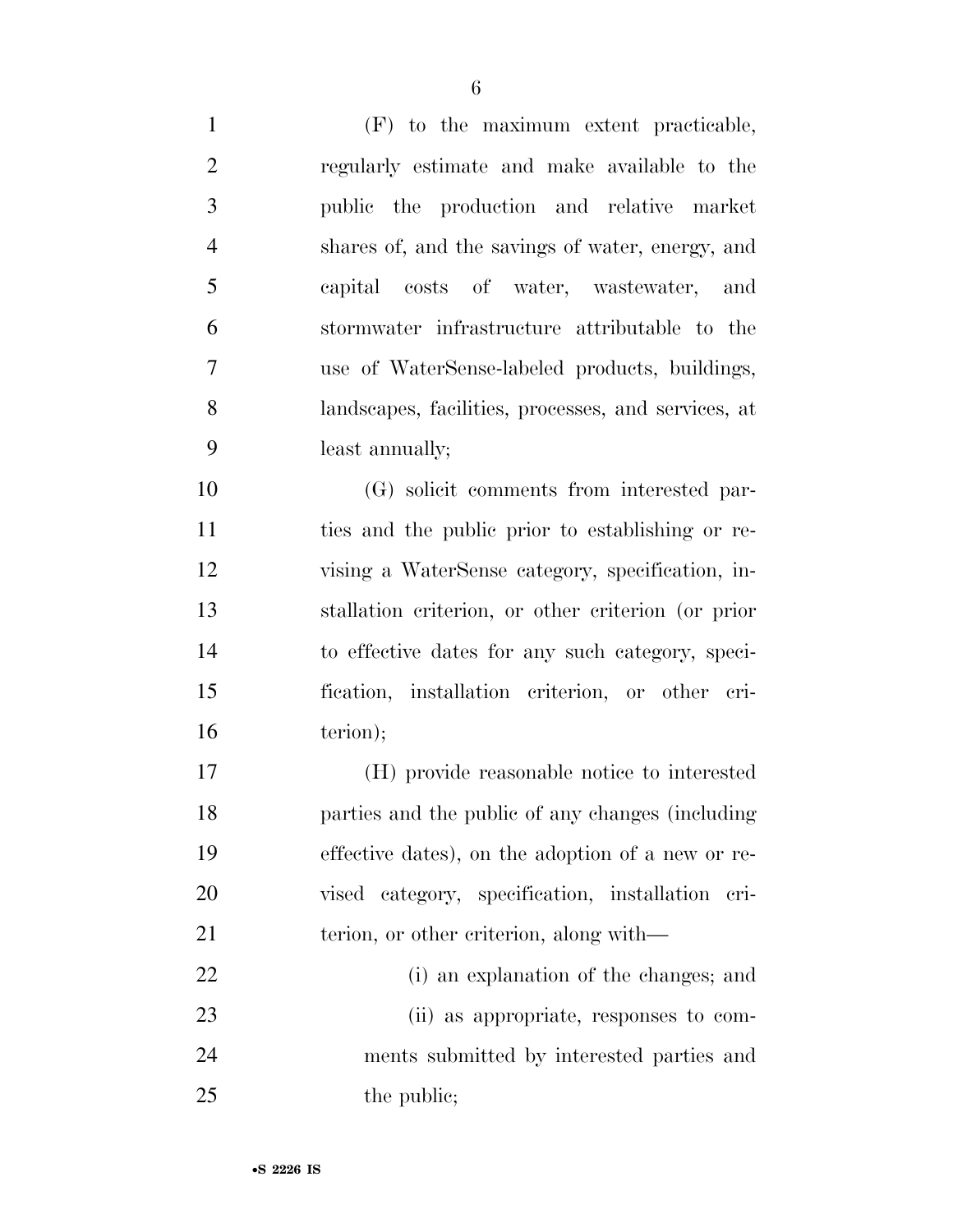(F) to the maximum extent practicable, regularly estimate and make available to the public the production and relative market shares of, and the savings of water, energy, and capital costs of water, wastewater, and stormwater infrastructure attributable to the use of WaterSense-labeled products, buildings, landscapes, facilities, processes, and services, at least annually;

(G) solicit comments from interested parties and the public prior to establishing or revising a WaterSense category, specification, installation criterion, or other criterion (or prior to effective dates for any such category, specification, installation criterion, or other criterion);

(H) provide reasonable notice to interested parties and the public of any changes (including effective dates), on the adoption of a new or revised category, specification, installation criterion, or other criterion, along with—

(i) an explanation of the changes; and

(ii) as appropriate, responses to comments submitted by interested parties and the public;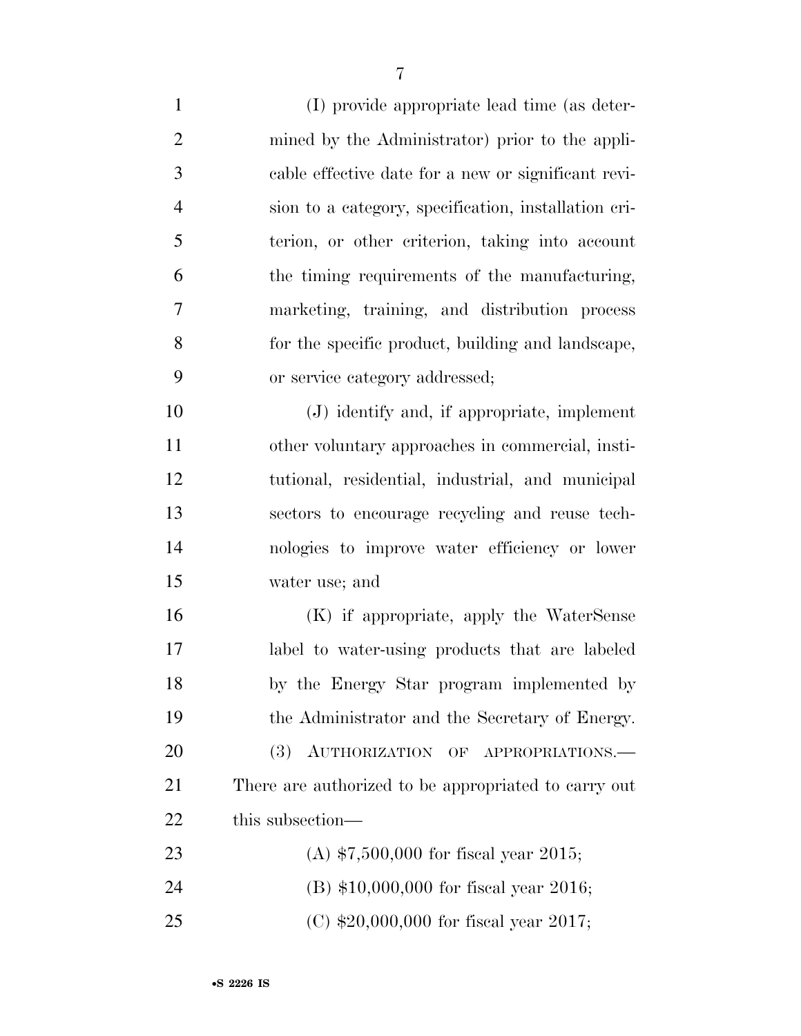(I) provide appropriate lead time (as determined by the Administrator) prior to the applicable effective date for a new or significant revision to a category, specification, installation criterion, or other criterion, taking into account the timing requirements of the manufacturing, marketing, training, and distribution process for the specific product, building and landscape, or service category addressed;

(J) identify and, if appropriate, implement other voluntary approaches in commercial, institutional, residential, industrial, and municipal sectors to encourage recycling and reuse technologies to improve water efficiency or lower water use; and

(K) if appropriate, apply the WaterSense label to water-using products that are labeled by the Energy Star program implemented by the Administrator and the Secretary of Energy.

(3) AUTHORIZATION OF APPROPRIATIONS.—There are authorized to be appropriated to carry out this subsection—

(A) $7,500,000 for fiscal year 2015;

(B) $10,000,000 for fiscal year 2016;

(C) $20,000,000 for fiscal year 2017;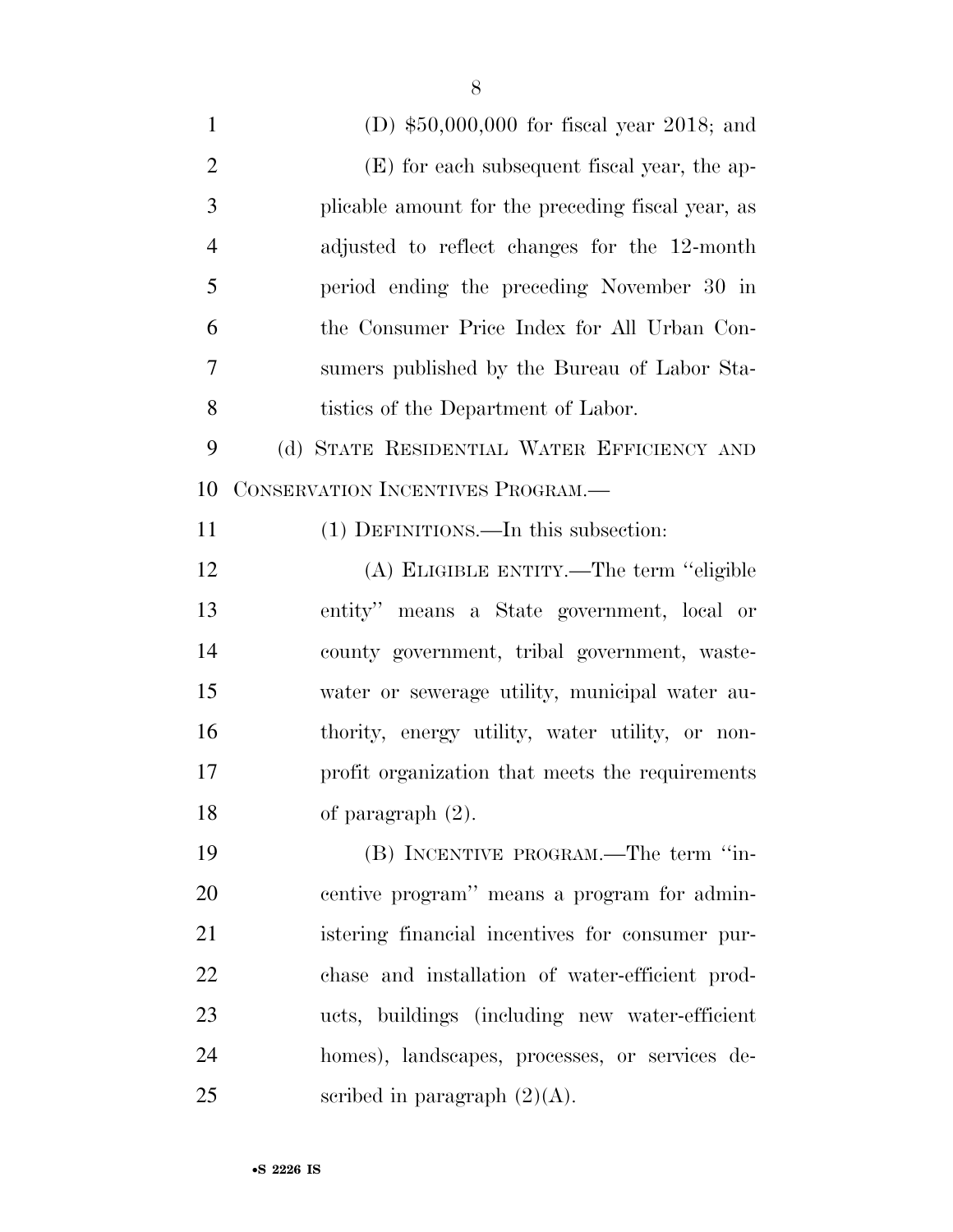(D) $50,000,000 for fiscal year 2018; and

(E) for each subsequent fiscal year, the applicable amount for the preceding fiscal year, as adjusted to reflect changes for the 12-month period ending the preceding November 30 in the Consumer Price Index for All Urban Consumers published by the Bureau of Labor Statistics of the Department of Labor.

(d) STATE RESIDENTIAL WATER EFFICIENCY AND CONSERVATION INCENTIVES PROGRAM.—

(1) DEFINITIONS.—In this subsection:

(A) ELIGIBLE ENTITY.—The term "eligible entity" means a State government, local or county government, tribal government, wastewater or sewerage utility, municipal water authority, energy utility, water utility, or nonprofit organization that meets the requirements of paragraph (2).

(B) INCENTIVE PROGRAM.—The term "incentive program" means a program for administering financial incentives for consumer purchase and installation of water-efficient products, buildings (including new water-efficient homes), landscapes, processes, or services described in paragraph (2)(A).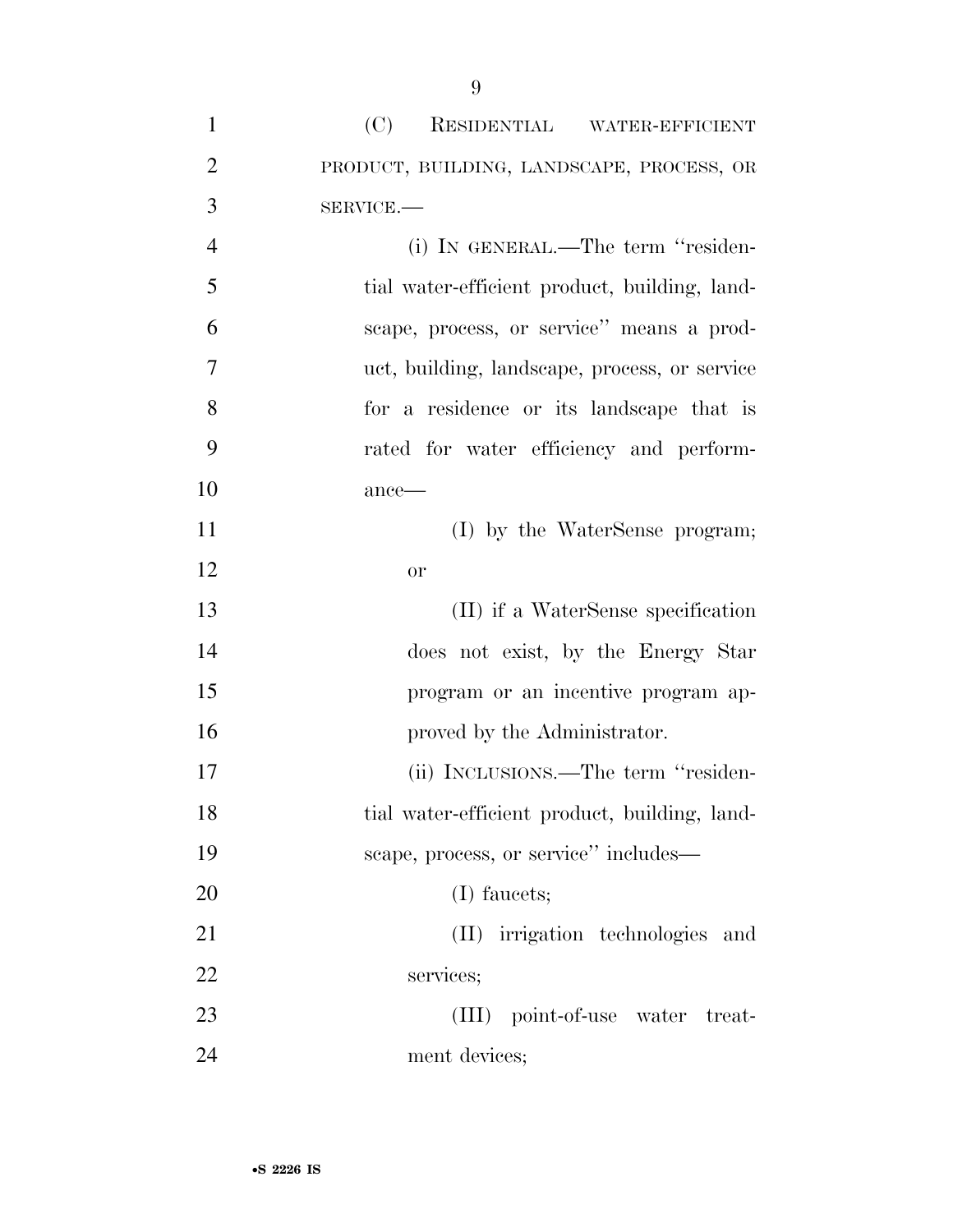(C) RESIDENTIAL WATER-EFFICIENT PRODUCT, BUILDING, LANDSCAPE, PROCESS, OR SERVICE.—

(i) IN GENERAL.—The term "residential water-efficient product, building, landscape, process, or service" means a product, building, landscape, process, or service for a residence or its landscape that is rated for water efficiency and performance—

(I) by the WaterSense program; or

(II) if a WaterSense specification does not exist, by the Energy Star program or an incentive program approved by the Administrator.

(ii) INCLUSIONS.—The term "residential water-efficient product, building, landscape, process, or service" includes—

(I) faucets;

(II) irrigation technologies and services;

(III) point-of-use water treatment devices;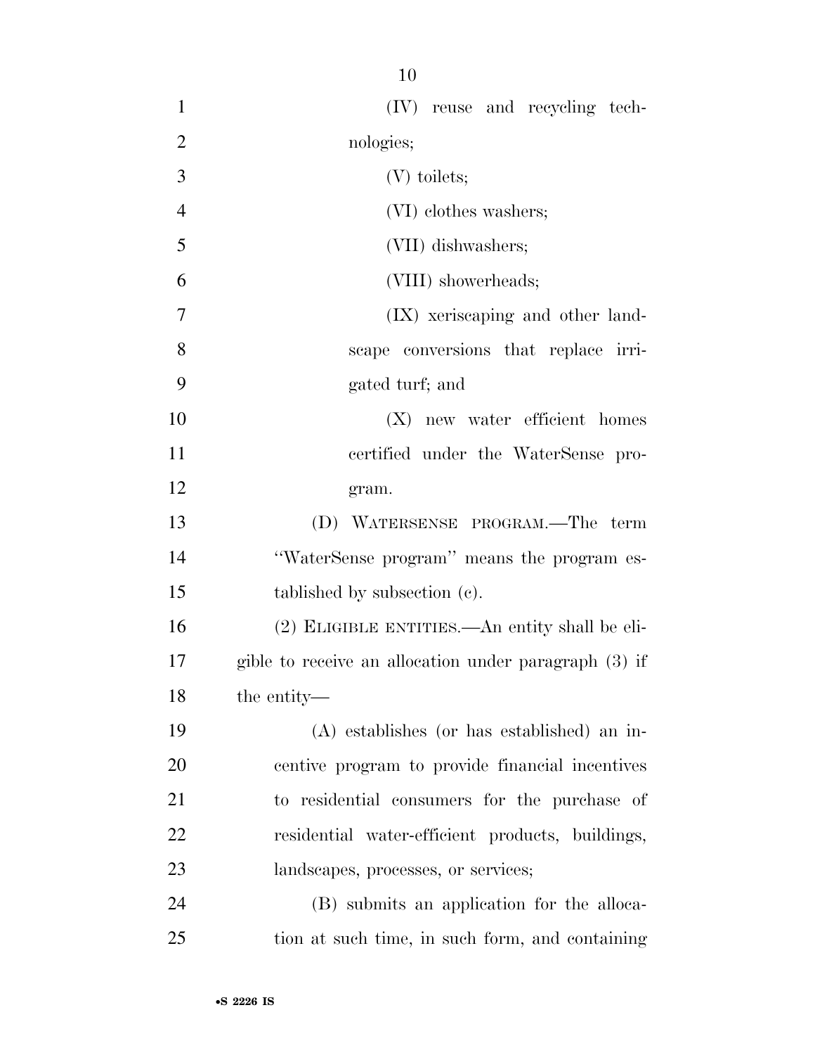(IV) reuse and recycling technologies;

(V) toilets;

(VI) clothes washers;

(VII) dishwashers;

(VIII) showerheads;

(IX) xeriscaping and other landscape conversions that replace irrigated turf; and

(X) new water efficient homes certified under the WaterSense program.

(D) WATERSENSE PROGRAM.—The term "WaterSense program" means the program established by subsection (c).

(2) ELIGIBLE ENTITIES.—An entity shall be eligible to receive an allocation under paragraph (3) if the entity—

(A) establishes (or has established) an incentive program to provide financial incentives to residential consumers for the purchase of residential water-efficient products, buildings, landscapes, processes, or services;

(B) submits an application for the allocation at such time, in such form, and containing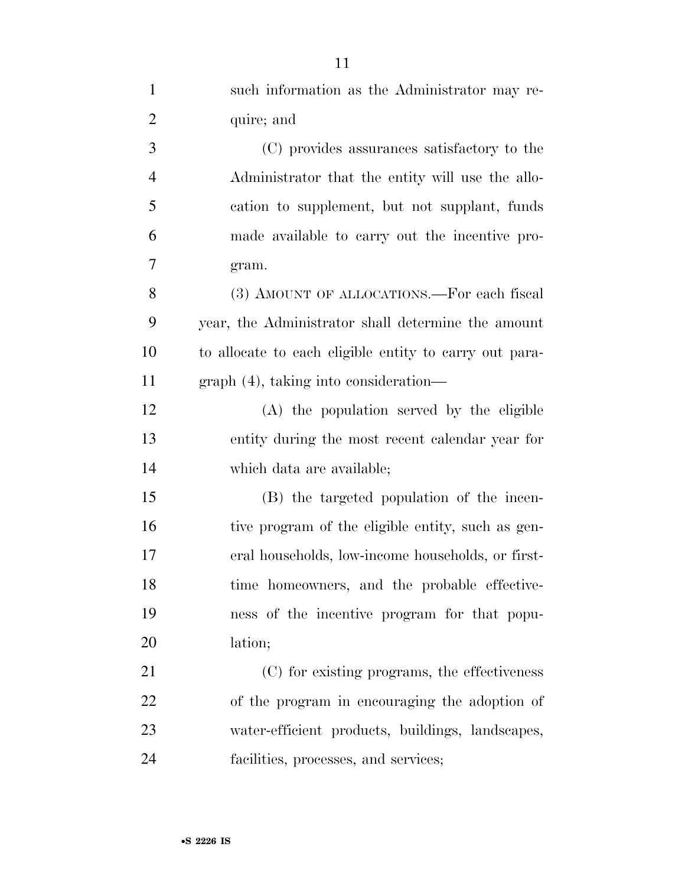such information as the Administrator may require; and

(C) provides assurances satisfactory to the Administrator that the entity will use the allocation to supplement, but not supplant, funds made available to carry out the incentive program.

(3) AMOUNT OF ALLOCATIONS.—For each fiscal year, the Administrator shall determine the amount to allocate to each eligible entity to carry out paragraph (4), taking into consideration—

(A) the population served by the eligible entity during the most recent calendar year for which data are available;

(B) the targeted population of the incentive program of the eligible entity, such as general households, low-income households, or first-time homeowners, and the probable effectiveness of the incentive program for that population;

(C) for existing programs, the effectiveness of the program in encouraging the adoption of water-efficient products, buildings, landscapes, facilities, processes, and services;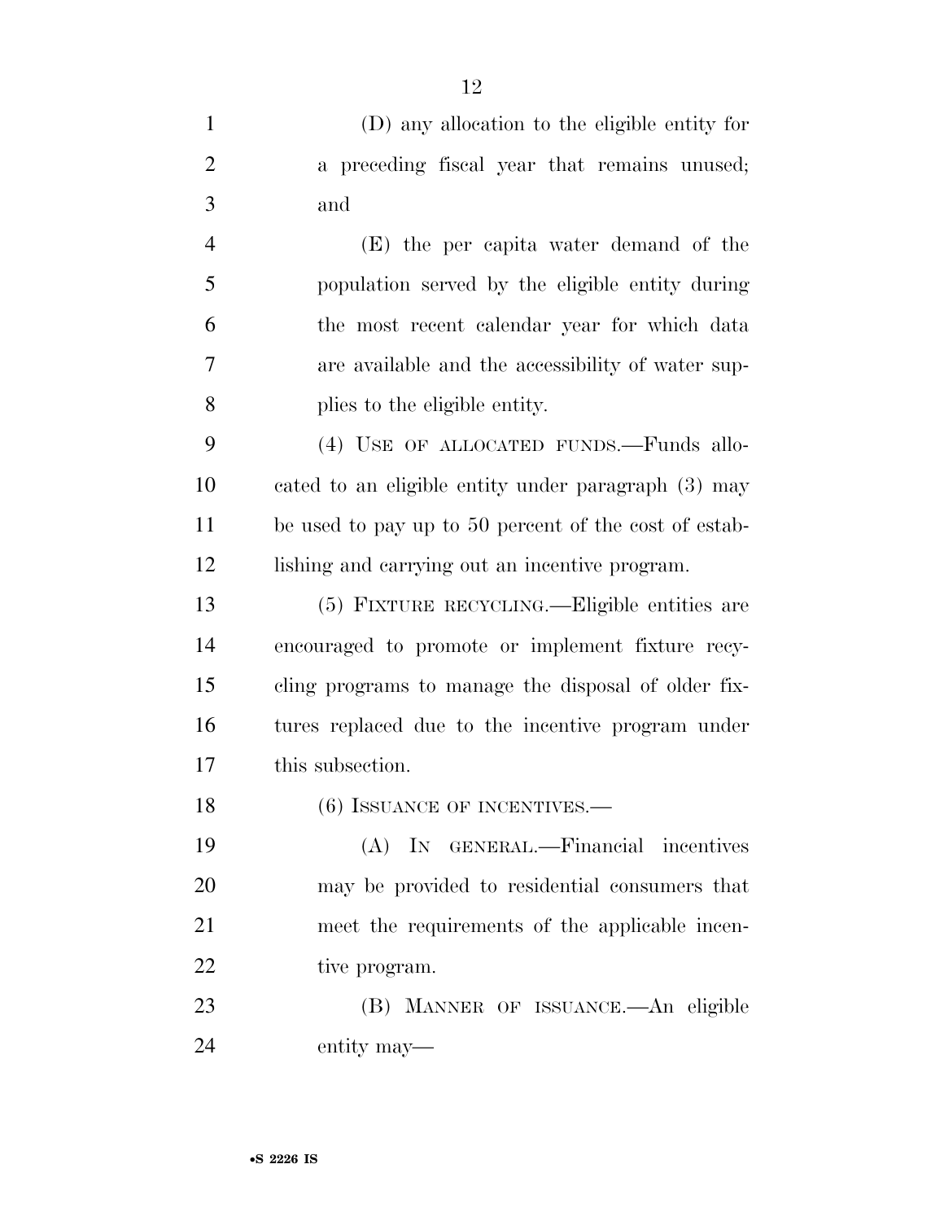(D) any allocation to the eligible entity for a preceding fiscal year that remains unused; and

(E) the per capita water demand of the population served by the eligible entity during the most recent calendar year for which data are available and the accessibility of water supplies to the eligible entity.

(4) USE OF ALLOCATED FUNDS.—Funds allocated to an eligible entity under paragraph (3) may be used to pay up to 50 percent of the cost of establishing and carrying out an incentive program.

(5) FIXTURE RECYCLING.—Eligible entities are encouraged to promote or implement fixture recycling programs to manage the disposal of older fixtures replaced due to the incentive program under this subsection.

(6) ISSUANCE OF INCENTIVES.—

(A) IN GENERAL.—Financial incentives may be provided to residential consumers that meet the requirements of the applicable incentive program.

(B) MANNER OF ISSUANCE.—An eligible entity may—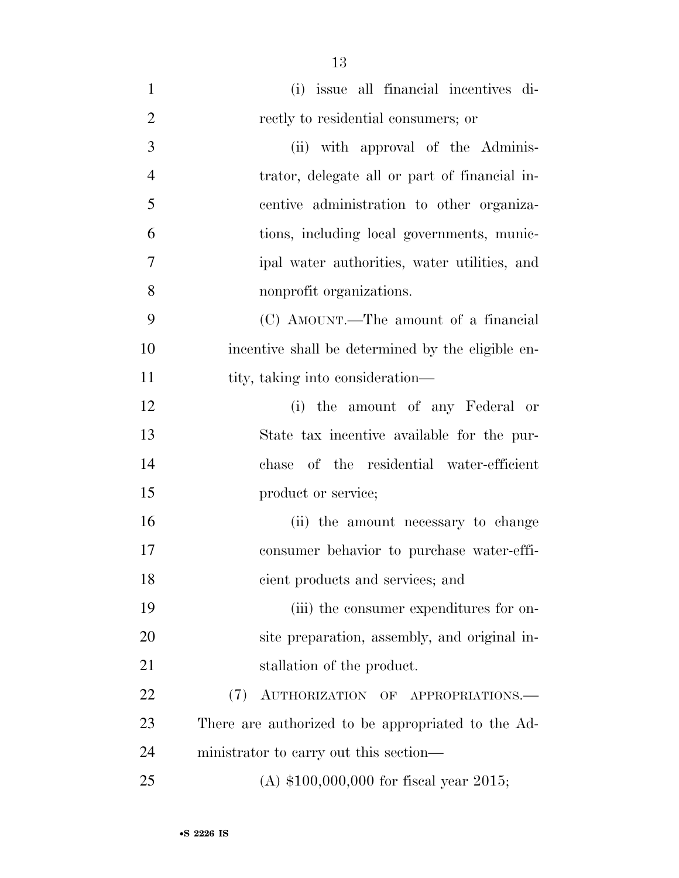(i) issue all financial incentives directly to residential consumers; or

(ii) with approval of the Administrator, delegate all or part of financial incentive administration to other organizations, including local governments, municipal water authorities, water utilities, and nonprofit organizations.

(C) AMOUNT.—The amount of a financial incentive shall be determined by the eligible entity, taking into consideration—

(i) the amount of any Federal or State tax incentive available for the purchase of the residential water-efficient product or service;

(ii) the amount necessary to change consumer behavior to purchase water-efficient products and services; and

(iii) the consumer expenditures for onsite preparation, assembly, and original installation of the product.

(7) AUTHORIZATION OF APPROPRIATIONS.—There are authorized to be appropriated to the Administrator to carry out this section—

(A) $100,000,000 for fiscal year 2015;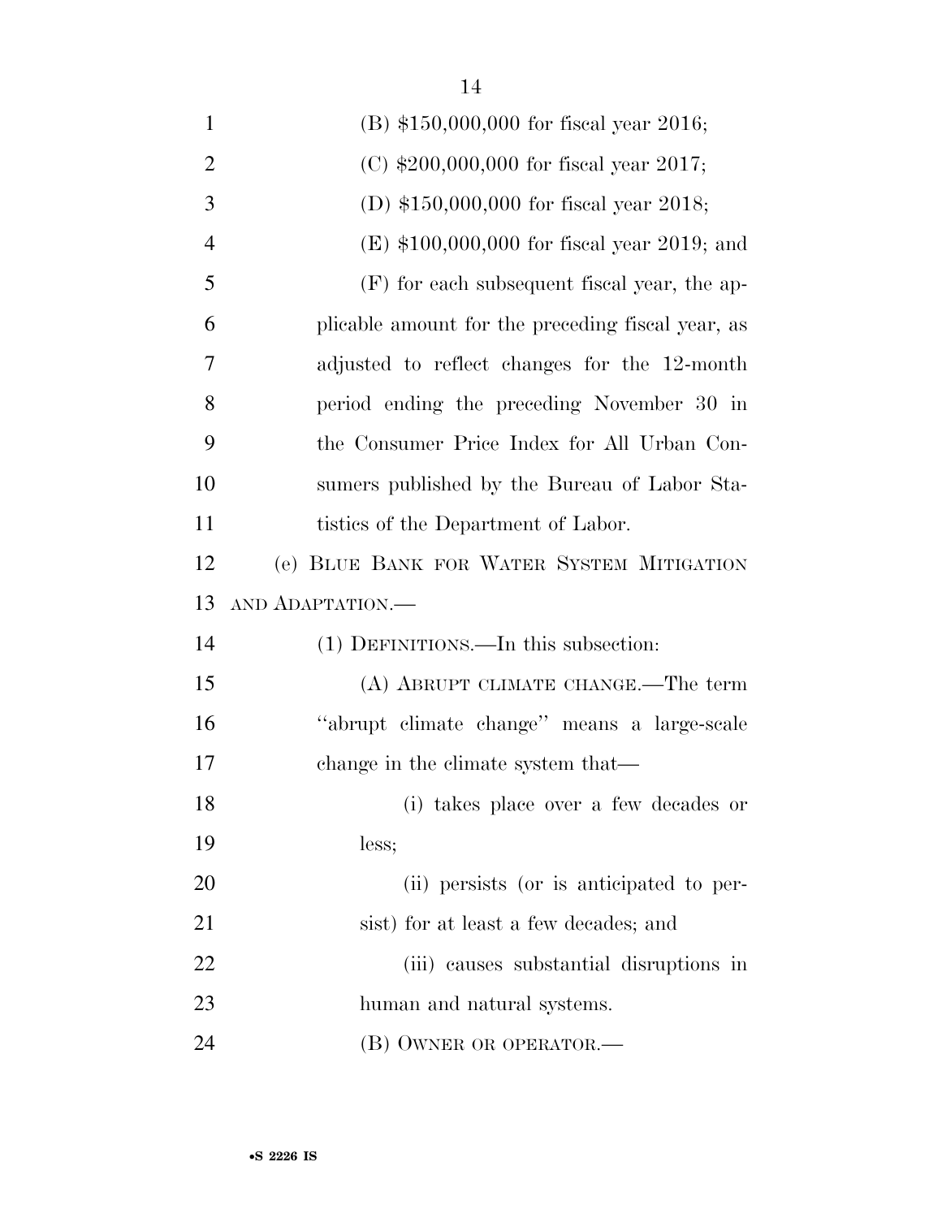(B) $150,000,000 for fiscal year 2016;

(C) $200,000,000 for fiscal year 2017;

(D) $150,000,000 for fiscal year 2018;

(E) $100,000,000 for fiscal year 2019; and

(F) for each subsequent fiscal year, the applicable amount for the preceding fiscal year, as adjusted to reflect changes for the 12-month period ending the preceding November 30 in the Consumer Price Index for All Urban Consumers published by the Bureau of Labor Statistics of the Department of Labor.

(e) BLUE BANK FOR WATER SYSTEM MITIGATION AND ADAPTATION.—

(1) DEFINITIONS.—In this subsection:

(A) ABRUPT CLIMATE CHANGE.—The term ''abrupt climate change'' means a large-scale change in the climate system that—

(i) takes place over a few decades or less;

(ii) persists (or is anticipated to persist) for at least a few decades; and

(iii) causes substantial disruptions in human and natural systems.

(B) OWNER OR OPERATOR.—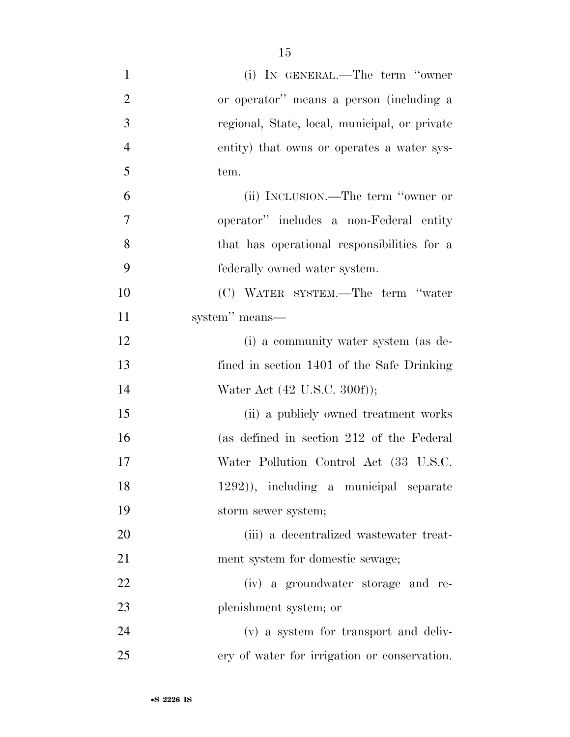(i) IN GENERAL.—The term ''owner or operator'' means a person (including a regional, State, local, municipal, or private entity) that owns or operates a water system.

(ii) INCLUSION.—The term ''owner or operator'' includes a non-Federal entity that has operational responsibilities for a federally owned water system.

(C) WATER SYSTEM.—The term ''water system'' means—

(i) a community water system (as defined in section 1401 of the Safe Drinking Water Act (42 U.S.C. 300f));

(ii) a publicly owned treatment works (as defined in section 212 of the Federal Water Pollution Control Act (33 U.S.C. 1292)), including a municipal separate storm sewer system;

(iii) a decentralized wastewater treatment system for domestic sewage;

(iv) a groundwater storage and replenishment system; or

(v) a system for transport and delivery of water for irrigation or conservation.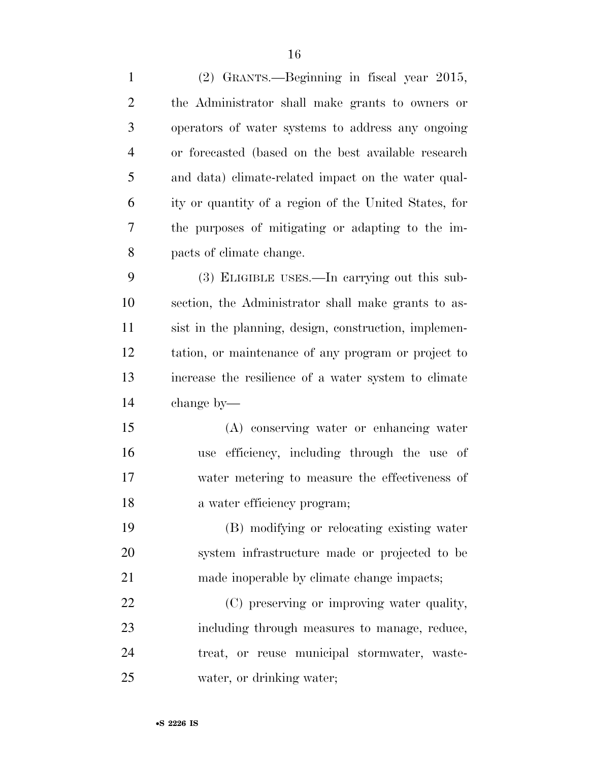(2) GRANTS.—Beginning in fiscal year 2015, the Administrator shall make grants to owners or operators of water systems to address any ongoing or forecasted (based on the best available research and data) climate-related impact on the water quality or quantity of a region of the United States, for the purposes of mitigating or adapting to the impacts of climate change.

(3) ELIGIBLE USES.—In carrying out this subsection, the Administrator shall make grants to assist in the planning, design, construction, implementation, or maintenance of any program or project to increase the resilience of a water system to climate change by—

(A) conserving water or enhancing water use efficiency, including through the use of water metering to measure the effectiveness of a water efficiency program;

(B) modifying or relocating existing water system infrastructure made or projected to be made inoperable by climate change impacts;

(C) preserving or improving water quality, including through measures to manage, reduce, treat, or reuse municipal stormwater, wastewater, or drinking water;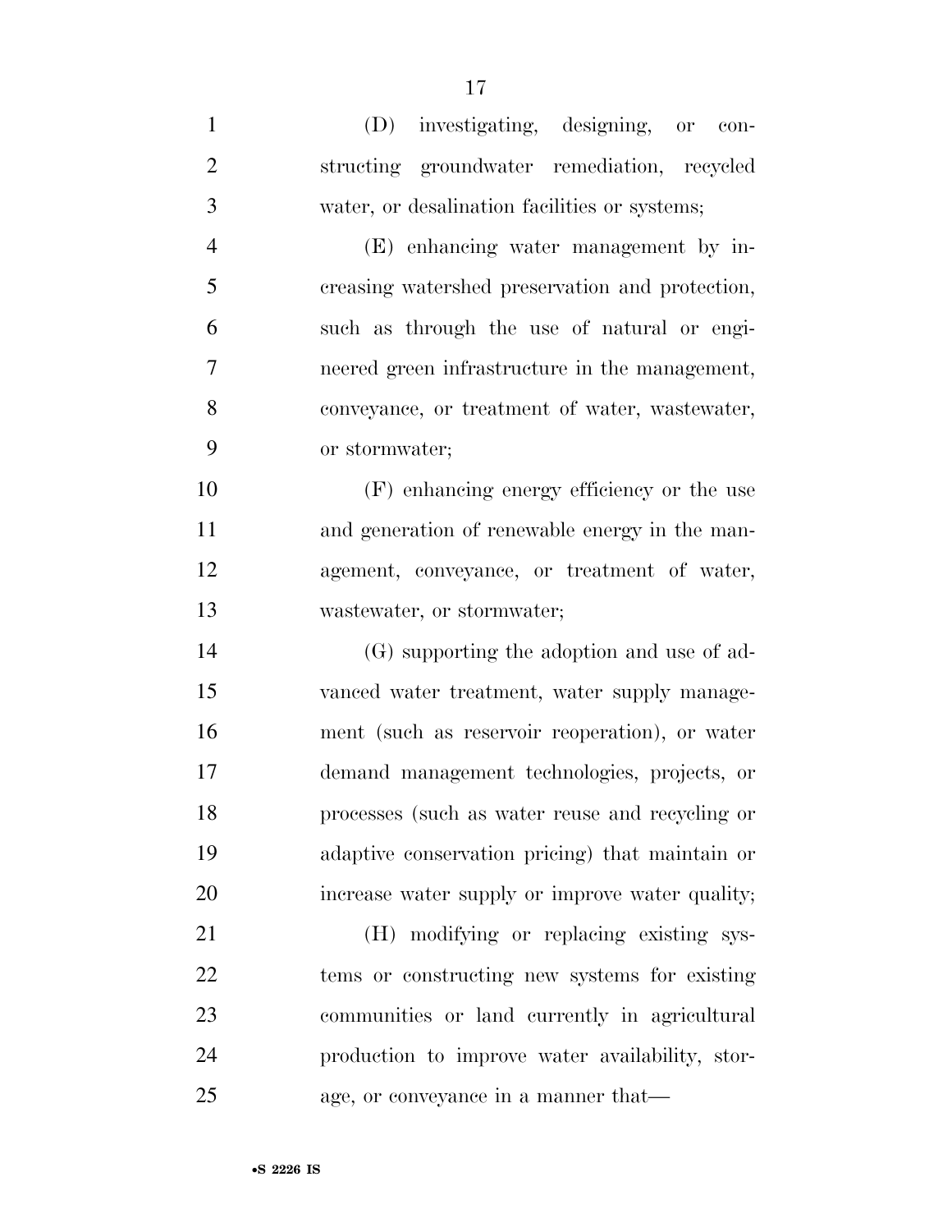(D) investigating, designing, or constructing groundwater remediation, recycled water, or desalination facilities or systems;

(E) enhancing water management by increasing watershed preservation and protection, such as through the use of natural or engineered green infrastructure in the management, conveyance, or treatment of water, wastewater, or stormwater;

(F) enhancing energy efficiency or the use and generation of renewable energy in the management, conveyance, or treatment of water, wastewater, or stormwater;

(G) supporting the adoption and use of advanced water treatment, water supply management (such as reservoir reoperation), or water demand management technologies, projects, or processes (such as water reuse and recycling or adaptive conservation pricing) that maintain or increase water supply or improve water quality;

(H) modifying or replacing existing systems or constructing new systems for existing communities or land currently in agricultural production to improve water availability, storage, or conveyance in a manner that—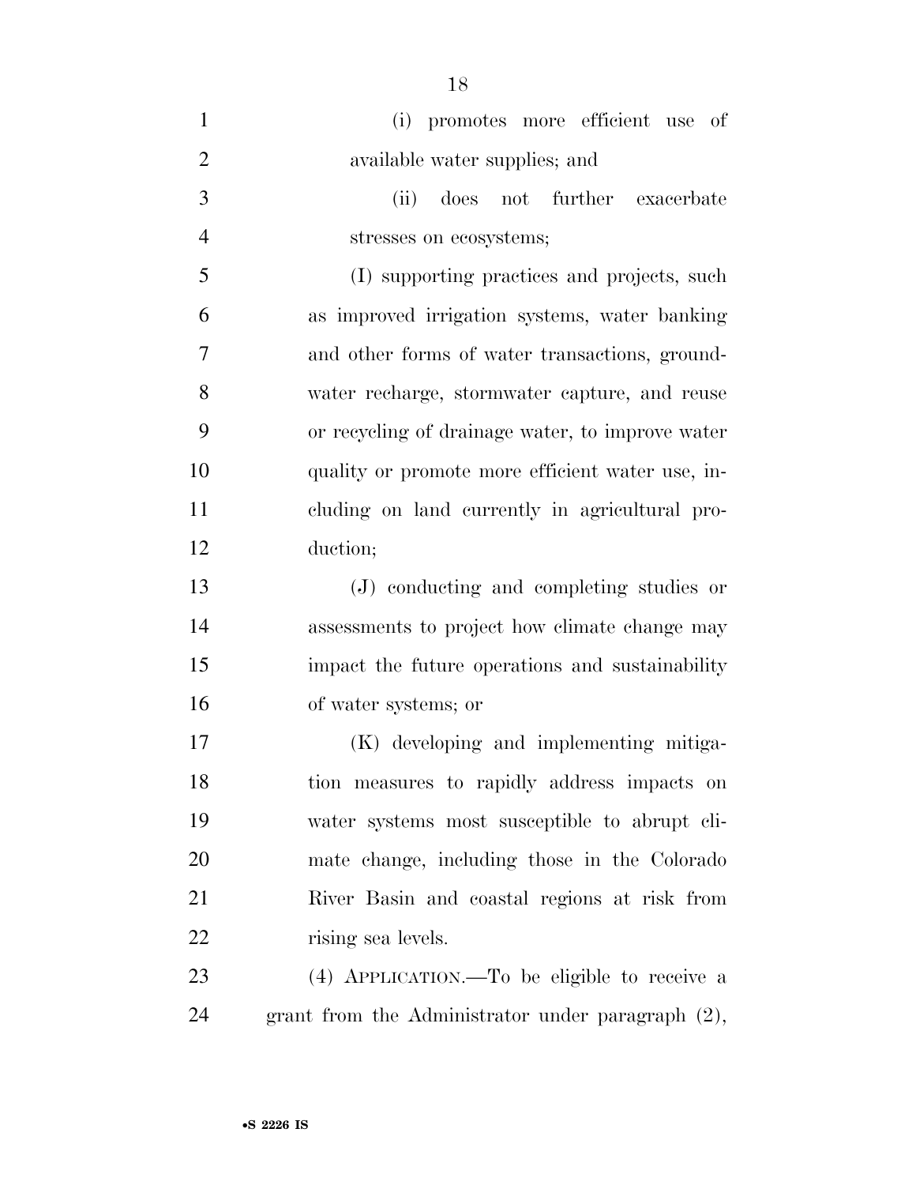(i) promotes more efficient use of available water supplies; and

(ii) does not further exacerbate stresses on ecosystems;

(I) supporting practices and projects, such as improved irrigation systems, water banking and other forms of water transactions, groundwater recharge, stormwater capture, and reuse or recycling of drainage water, to improve water quality or promote more efficient water use, including on land currently in agricultural production;

(J) conducting and completing studies or assessments to project how climate change may impact the future operations and sustainability of water systems; or

(K) developing and implementing mitigation measures to rapidly address impacts on water systems most susceptible to abrupt climate change, including those in the Colorado River Basin and coastal regions at risk from rising sea levels.

(4) APPLICATION.—To be eligible to receive a grant from the Administrator under paragraph (2),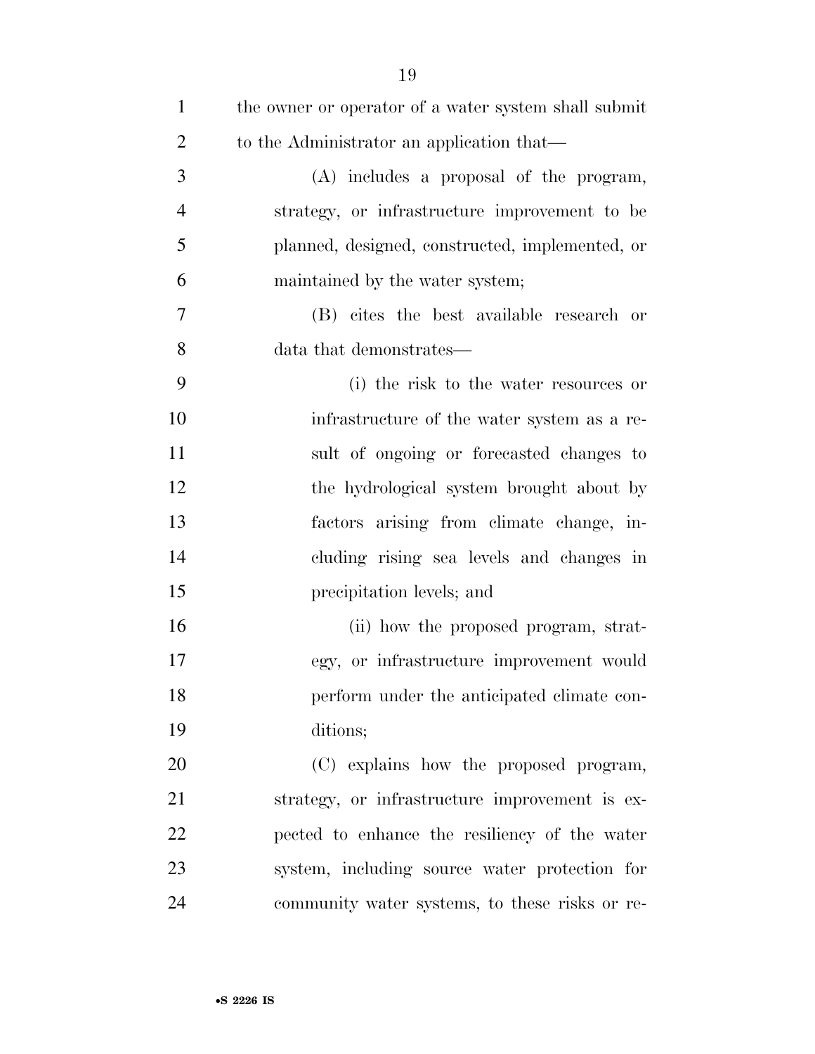the owner or operator of a water system shall submit to the Administrator an application that—

(A) includes a proposal of the program, strategy, or infrastructure improvement to be planned, designed, constructed, implemented, or maintained by the water system;

(B) cites the best available research or data that demonstrates—

(i) the risk to the water resources or infrastructure of the water system as a result of ongoing or forecasted changes to the hydrological system brought about by factors arising from climate change, including rising sea levels and changes in precipitation levels; and

(ii) how the proposed program, strategy, or infrastructure improvement would perform under the anticipated climate conditions;

(C) explains how the proposed program, strategy, or infrastructure improvement is expected to enhance the resiliency of the water system, including source water protection for community water systems, to these risks or re-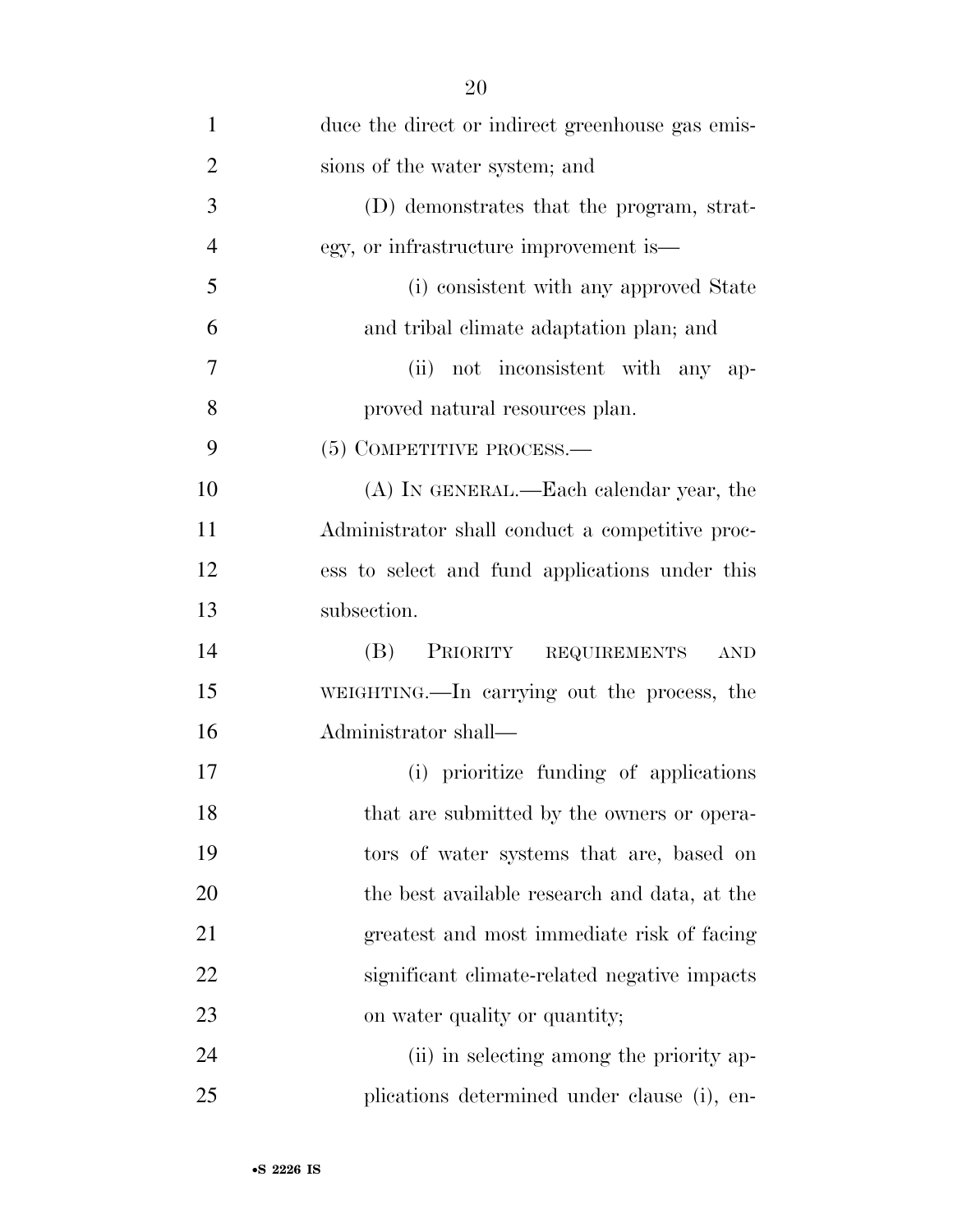duce the direct or indirect greenhouse gas emissions of the water system; and

(D) demonstrates that the program, strategy, or infrastructure improvement is—

(i) consistent with any approved State and tribal climate adaptation plan; and

(ii) not inconsistent with any approved natural resources plan.

(5) COMPETITIVE PROCESS.—

(A) IN GENERAL.—Each calendar year, the Administrator shall conduct a competitive process to select and fund applications under this subsection.

(B) PRIORITY REQUIREMENTS AND WEIGHTING.—In carrying out the process, the Administrator shall—

(i) prioritize funding of applications that are submitted by the owners or operators of water systems that are, based on the best available research and data, at the greatest and most immediate risk of facing significant climate-related negative impacts on water quality or quantity;

(ii) in selecting among the priority applications determined under clause (i), en-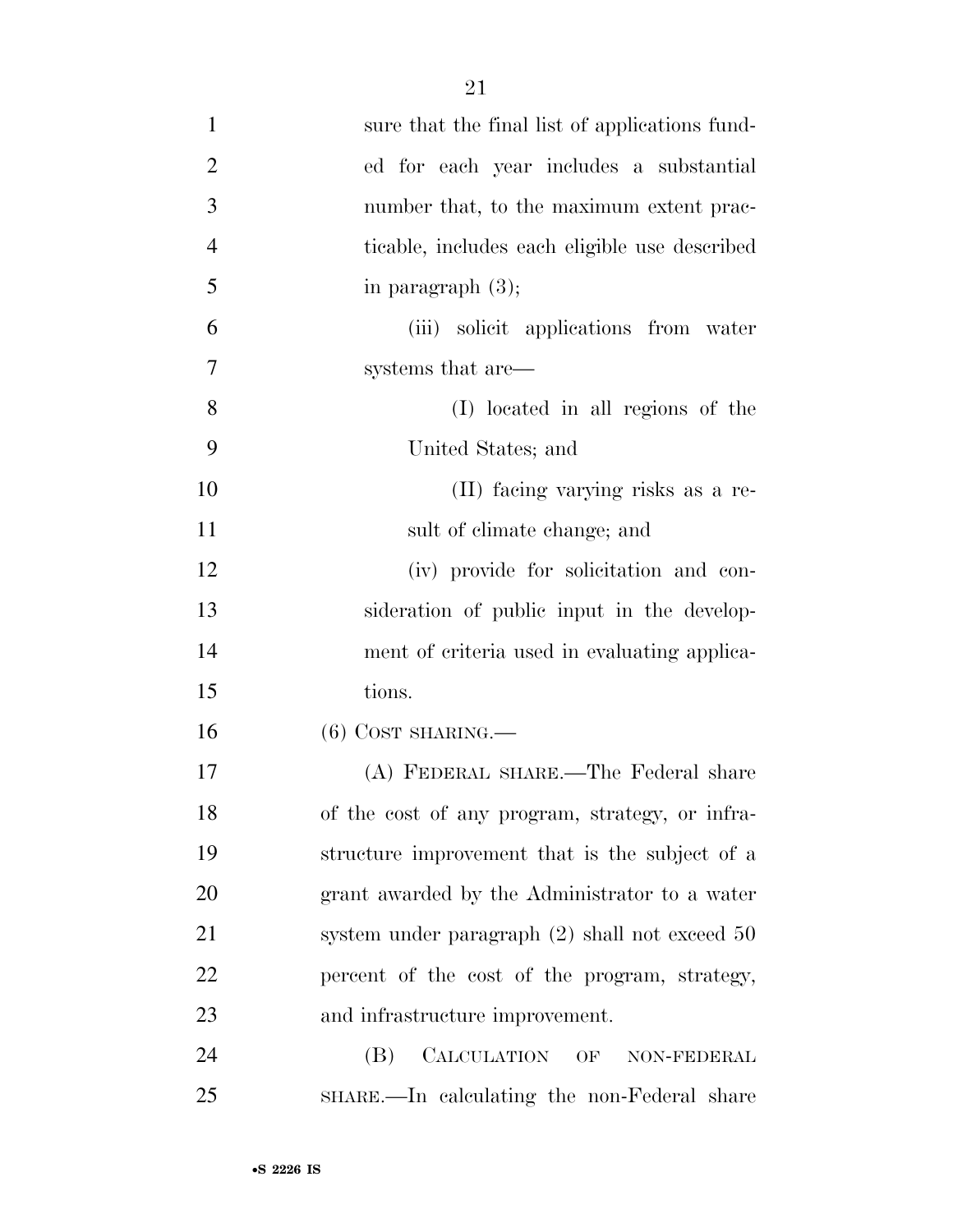sure that the final list of applications funded for each year includes a substantial number that, to the maximum extent practicable, includes each eligible use described in paragraph (3);

(iii) solicit applications from water systems that are—

(I) located in all regions of the United States; and

(II) facing varying risks as a result of climate change; and

(iv) provide for solicitation and consideration of public input in the development of criteria used in evaluating applications.

(6) COST SHARING.—

(A) FEDERAL SHARE.—The Federal share of the cost of any program, strategy, or infrastructure improvement that is the subject of a grant awarded by the Administrator to a water system under paragraph (2) shall not exceed 50 percent of the cost of the program, strategy, and infrastructure improvement.

(B) CALCULATION OF NON-FEDERAL SHARE.—In calculating the non-Federal share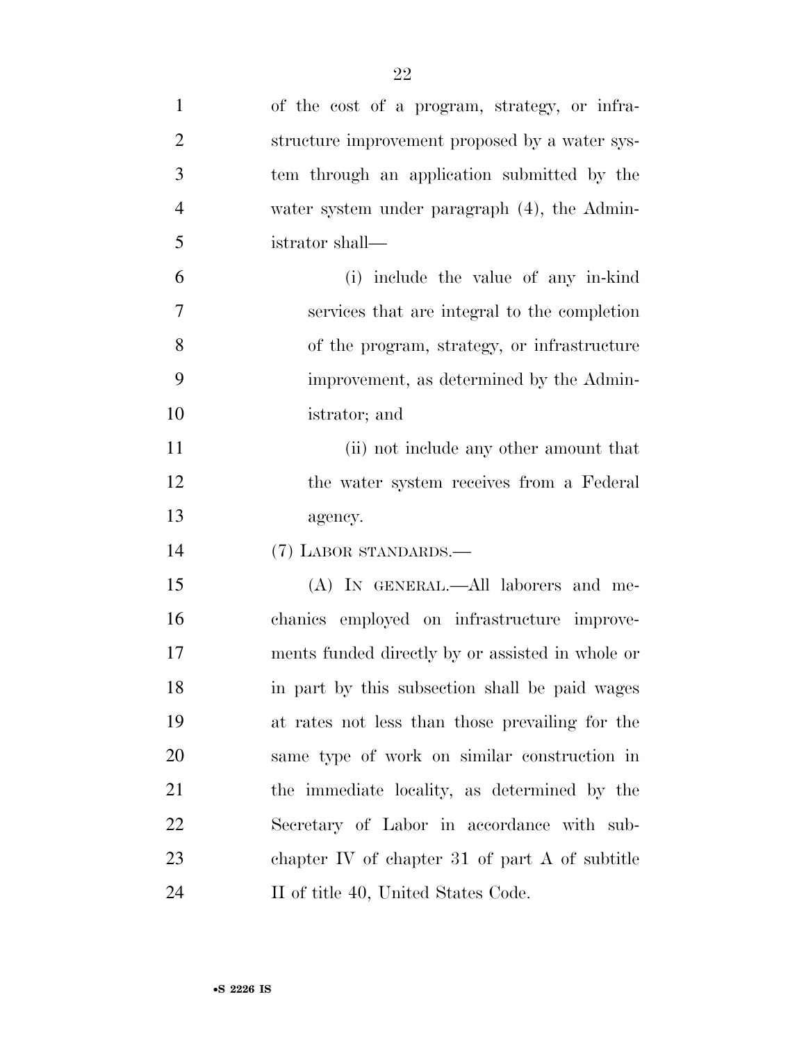of the cost of a program, strategy, or infrastructure improvement proposed by a water system through an application submitted by the water system under paragraph (4), the Administrator shall—

(i) include the value of any in-kind services that are integral to the completion of the program, strategy, or infrastructure improvement, as determined by the Administrator; and

(ii) not include any other amount that the water system receives from a Federal agency.

(7) LABOR STANDARDS.—

(A) IN GENERAL.—All laborers and mechanics employed on infrastructure improvements funded directly by or assisted in whole or in part by this subsection shall be paid wages at rates not less than those prevailing for the same type of work on similar construction in the immediate locality, as determined by the Secretary of Labor in accordance with subchapter IV of chapter 31 of part A of subtitle II of title 40, United States Code.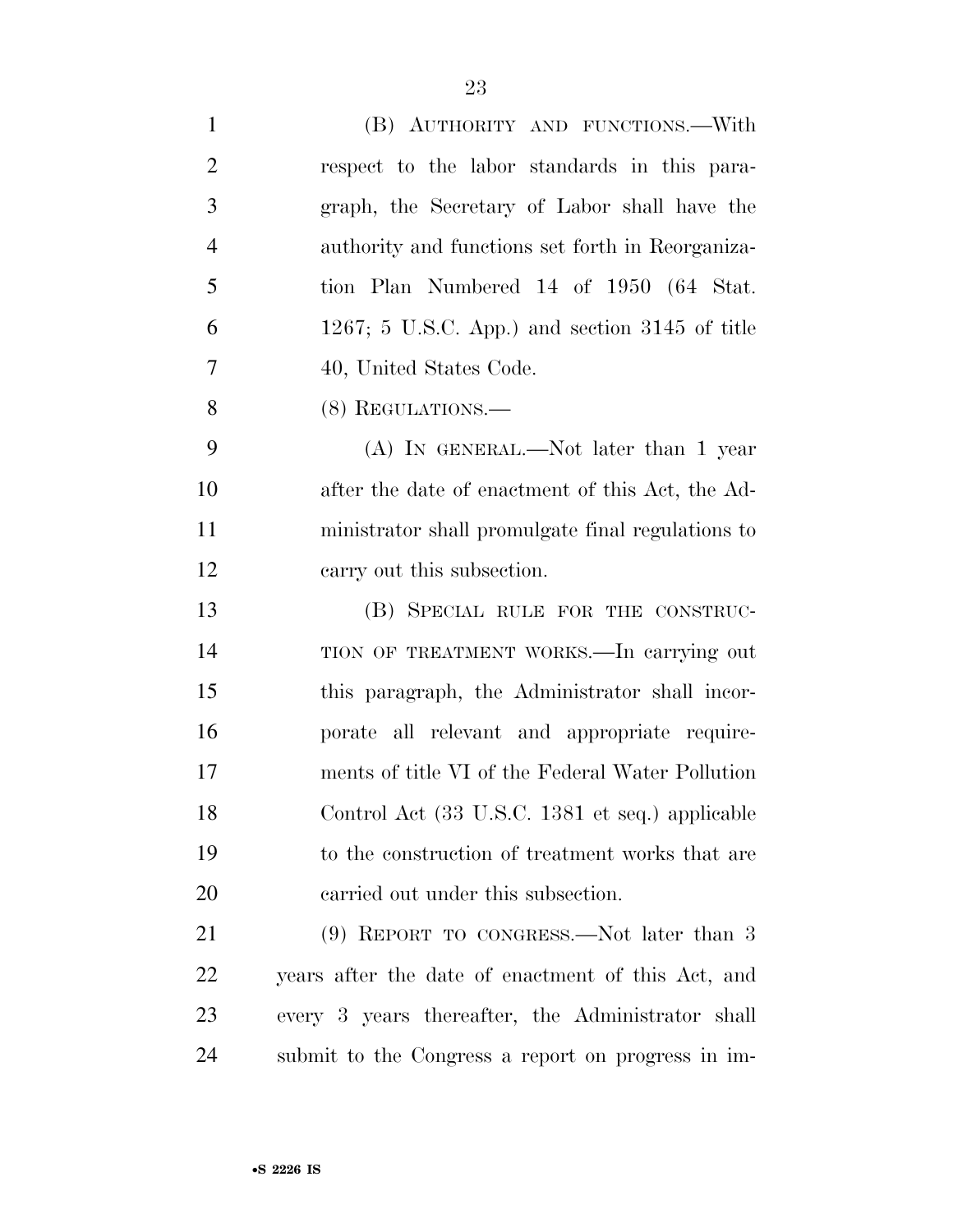(B) AUTHORITY AND FUNCTIONS.—With respect to the labor standards in this paragraph, the Secretary of Labor shall have the authority and functions set forth in Reorganization Plan Numbered 14 of 1950 (64 Stat. 1267; 5 U.S.C. App.) and section 3145 of title 40, United States Code.

(8) REGULATIONS.—

(A) IN GENERAL.—Not later than 1 year after the date of enactment of this Act, the Administrator shall promulgate final regulations to carry out this subsection.

(B) SPECIAL RULE FOR THE CONSTRUCTION OF TREATMENT WORKS.—In carrying out this paragraph, the Administrator shall incorporate all relevant and appropriate requirements of title VI of the Federal Water Pollution Control Act (33 U.S.C. 1381 et seq.) applicable to the construction of treatment works that are carried out under this subsection.

(9) REPORT TO CONGRESS.—Not later than 3 years after the date of enactment of this Act, and every 3 years thereafter, the Administrator shall submit to the Congress a report on progress in im-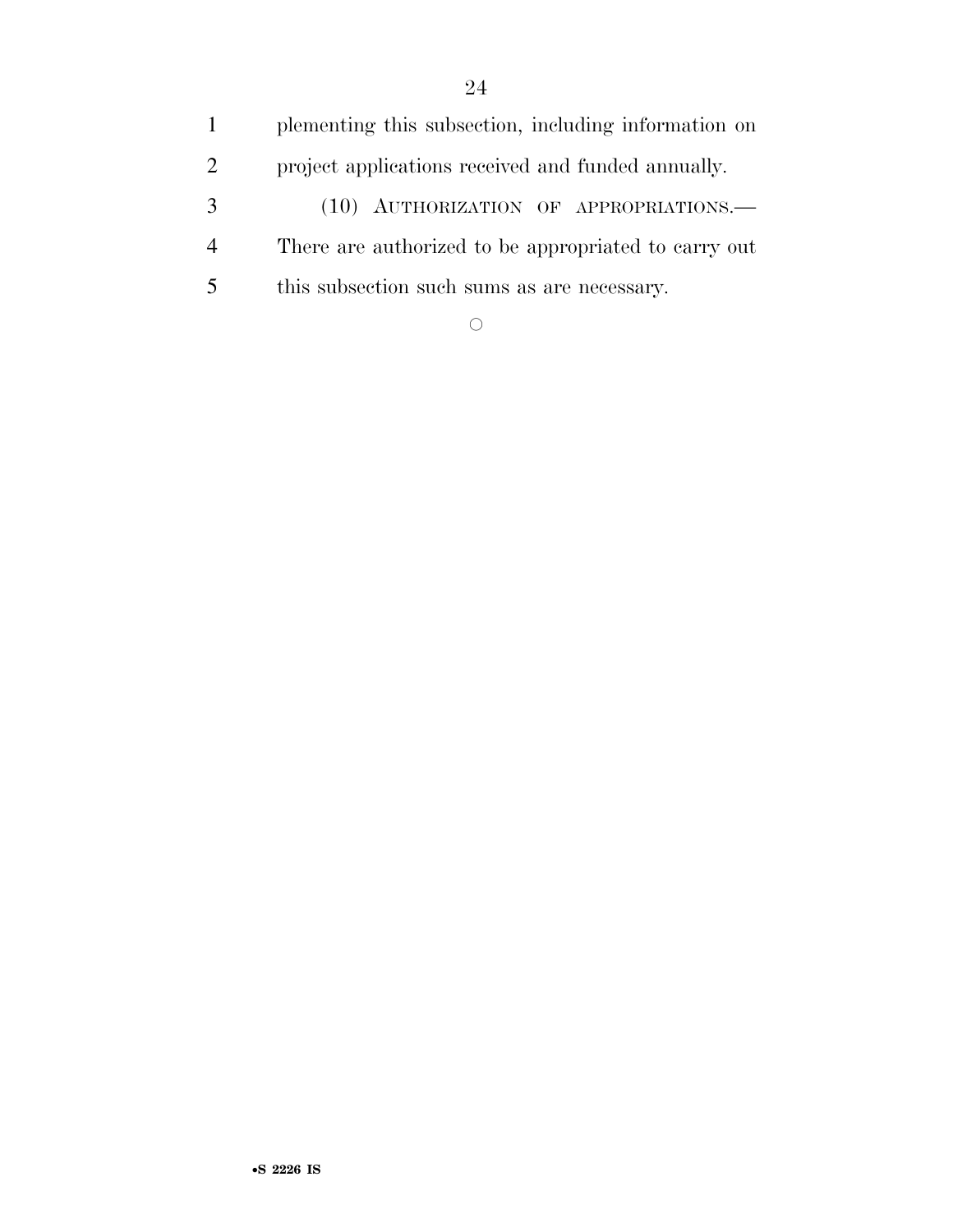plementing this subsection, including information on project applications received and funded annually.

(10) AUTHORIZATION OF APPROPRIATIONS.—There are authorized to be appropriated to carry out this subsection such sums as are necessary.

○